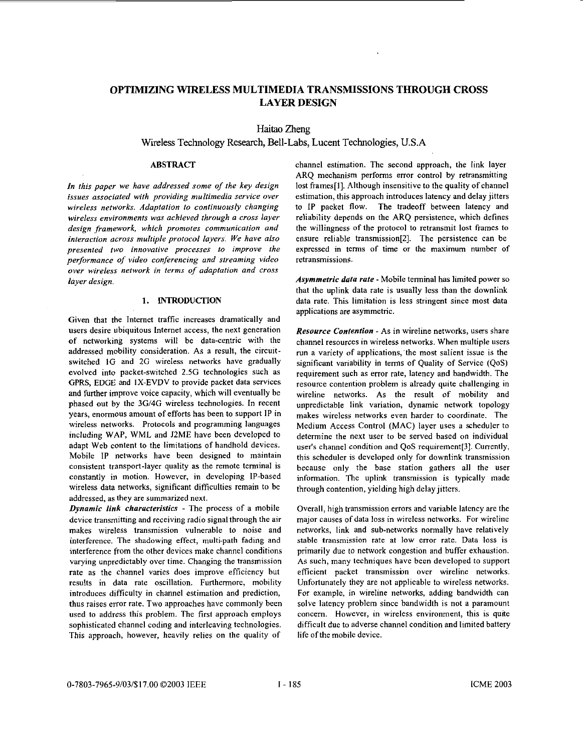# OPTIMIZING WIRELESS MULTIMEDIA TRANSMISSIONS THROUGH CROSS LAYER DESIGN

Haitao Zheng

Wireless Technology Research, Bell-Labs, Lucent Technologies, U.S.A

## ABSTRACT

*In this paper we have addressed some of the key design issues associated with providing multimedia service over wireless networks. Adaptation to continuously changing wireless environments was achieved through a cross layer design framework, which promotes communication and interaction across multiple protocol layers. We have also presented two innovative processes to improve the performance of video conferencing and streaming video over wireless network in terms of adaptation and cross layer design.*

## 1. INTRODUCTION

Given that the Internet traffic increases dramatically and users desire ubiquitous Internet access, the next generation of networking systems will be data-centric with the addressed mobility consideration. As a result, the circuit-switched 1G and 2G wireless networks have gradually evolved into packet-switched 2.5G technologies such as GPRS, EDGE and 1X-EVDV to provide packet data services and further improve voice capacity, which will eventually be phased out by the 3G/4G wireless technologies. In recent years, enormous amount of efforts has been to support IP in wireless networks. Protocols and programming languages including WAP, WML and J2ME have been developed to adapt Web content to the limitations of handhold devices. Mobile IP networks have been designed to maintain consistent transport-layer quality as the remote terminal is constantly in motion. However, in developing IP-based wireless data networks, significant difficulties remain to be addressed, as they are summarized next.

***Dynamic link characteristics*** - The process of a mobile device transmitting and receiving radio signal through the air makes wireless transmission vulnerable to noise and interference. The shadowing effect, multi-path fading and interference from the other devices make channel conditions varying unpredictably over time. Changing the transmission rate as the channel varies does improve efficiency but results in data rate oscillation. Furthermore, mobility introduces difficulty in channel estimation and prediction, thus raises error rate. Two approaches have commonly been used to address this problem. The first approach employs sophisticated channel coding and interleaving technologies. This approach, however, heavily relies on the quality of channel estimation. The second approach, the link layer ARQ mechanism performs error control by retransmitting lost frames[1]. Although insensitive to the quality of channel estimation, this approach introduces latency and delay jitters to IP packet flow. The tradeoff between latency and reliability depends on the ARQ persistence, which defines the willingness of the protocol to retransmit lost frames to ensure reliable transmission[2]. The persistence can be expressed in terms of time or the maximum number of retransmissions.

***Asymmetric data rate*** - Mobile terminal has limited power so that the uplink data rate is usually less than the downlink data rate. This limitation is less stringent since most data applications are asymmetric.

***Resource Contention*** - As in wireline networks, users share channel resources in wireless networks. When multiple users run a variety of applications, the most salient issue is the significant variability in terms of Quality of Service (QoS) requirement such as error rate, latency and bandwidth. The resource contention problem is already quite challenging in wireline networks. As the result of mobility and unpredictable link variation, dynamic network topology makes wireless networks even harder to coordinate. The Medium Access Control (MAC) layer uses a scheduler to determine the next user to be served based on individual user's channel condition and QoS requirement[3]. Currently, this scheduler is developed only for downlink transmission because only the base station gathers all the user information. The uplink transmission is typically made through contention, yielding high delay jitters.

Overall, high transmission errors and variable latency are the major causes of data loss in wireless networks. For wireline networks, link and sub-networks normally have relatively stable transmission rate at low error rate. Data loss is primarily due to network congestion and buffer exhaustion. As such, many techniques have been developed to support efficient packet transmission over wireline networks. Unfortunately they are not applicable to wireless networks. For example, in wireline networks, adding bandwidth can solve latency problem since bandwidth is not a paramount concern. However, in wireless environment, this is quite difficult due to adverse channel condition and limited battery life of the mobile device.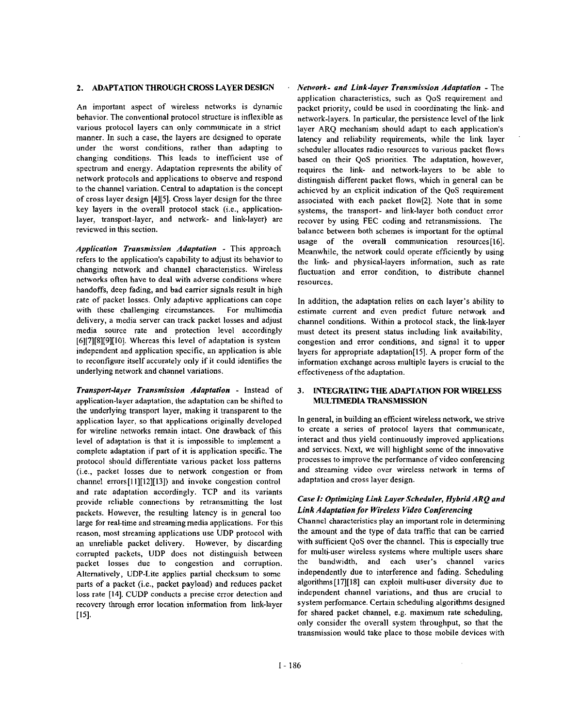## 2. ADAPTATION THROUGH CROSS LAYER DESIGN

An important aspect of wireless networks is dynamic behavior. The conventional protocol structure is inflexible as various protocol layers can only communicate in a strict manner. In such a case, the layers are designed to operate under the worst conditions, rather than adapting to changing conditions. This leads to inefficient use of spectrum and energy. Adaptation represents the ability of network protocols and applications to observe and respond to the channel variation. Central to adaptation is the concept of cross layer design [4][5]. Cross layer design for the three key layers in the overall protocol stack (i.e., application-layer, transport-layer, and network- and link-layer) are reviewed in this section.

***Application Transmission Adaptation*** - This approach refers to the application's capability to adjust its behavior to changing network and channel characteristics. Wireless networks often have to deal with adverse conditions where handoffs, deep fading, and bad carrier signals result in high rate of packet losses. Only adaptive applications can cope with these challenging circumstances. For multimedia delivery, a media server can track packet losses and adjust media source rate and protection level accordingly [6][7][8][9][10]. Whereas this level of adaptation is system independent and application specific, an application is able to reconfigure itself accurately only if it could identifies the underlying network and channel variations.

***Transport-layer Transmission Adaptation*** - Instead of application-layer adaptation, the adaptation can be shifted to the underlying transport layer, making it transparent to the application layer, so that applications originally developed for wireline networks remain intact. One drawback of this level of adaptation is that it is impossible to implement a complete adaptation if part of it is application specific. The protocol should differentiate various packet loss patterns (i.e., packet losses due to network congestion or from channel errors[11][12][13]) and invoke congestion control and rate adaptation accordingly. TCP and its variants provide reliable connections by retransmitting the lost packets. However, the resulting latency is in general too large for real-time and streaming media applications. For this reason, most streaming applications use UDP protocol with an unreliable packet delivery. However, by discarding corrupted packets, UDP does not distinguish between packet losses due to congestion and corruption. Alternatively, UDP-Lite applies partial checksum to some parts of a packet (i.e., packet payload) and reduces packet loss rate [14]. CUDP conducts a precise error detection and recovery through error location information from link-layer [15].

***Network- and Link-layer Transmission Adaptation*** - The application characteristics, such as QoS requirement and packet priority, could be used in coordinating the link- and network-layers. In particular, the persistence level of the link layer ARQ mechanism should adapt to each application's latency and reliability requirements, while the link layer scheduler allocates radio resources to various packet flows based on their QoS priorities. The adaptation, however, requires the link- and network-layers to be able to distinguish different packet flows, which in general can be achieved by an explicit indication of the QoS requirement associated with each packet flow[2]. Note that in some systems, the transport- and link-layer both conduct error recover by using FEC coding and retransmissions. The balance between both schemes is important for the optimal usage of the overall communication resources[16]. Meanwhile, the network could operate efficiently by using the link- and physical-layers information, such as rate fluctuation and error condition, to distribute channel resources.

In addition, the adaptation relies on each layer's ability to estimate current and even predict future network and channel conditions. Within a protocol stack, the link-layer must detect its present status including link availability, congestion and error conditions, and signal it to upper layers for appropriate adaptation[15]. A proper form of the information exchange across multiple layers is crucial to the effectiveness of the adaptation.

## 3. INTEGRATING THE ADAPTATION FOR WIRELESS MULTIMEDIA TRANSMISSION

In general, in building an efficient wireless network, we strive to create a series of protocol layers that communicate, interact and thus yield continuously improved applications and services. Next, we will highlight some of the innovative processes to improve the performance of video conferencing and streaming video over wireless network in terms of adaptation and cross layer design.

### *Case I: Optimizing Link Layer Scheduler, Hybrid ARQ and Link Adaptation for Wireless Video Conferencing*

Channel characteristics play an important role in determining the amount and the type of data traffic that can be carried with sufficient QoS over the channel. This is especially true for multi-user wireless systems where multiple users share the bandwidth, and each user's channel varies independently due to interference and fading. Scheduling algorithms[17][18] can exploit multi-user diversity due to independent channel variations, and thus are crucial to system performance. Certain scheduling algorithms designed for shared packet channel, e.g. maximum rate scheduling, only consider the overall system throughput, so that the transmission would take place to those mobile devices with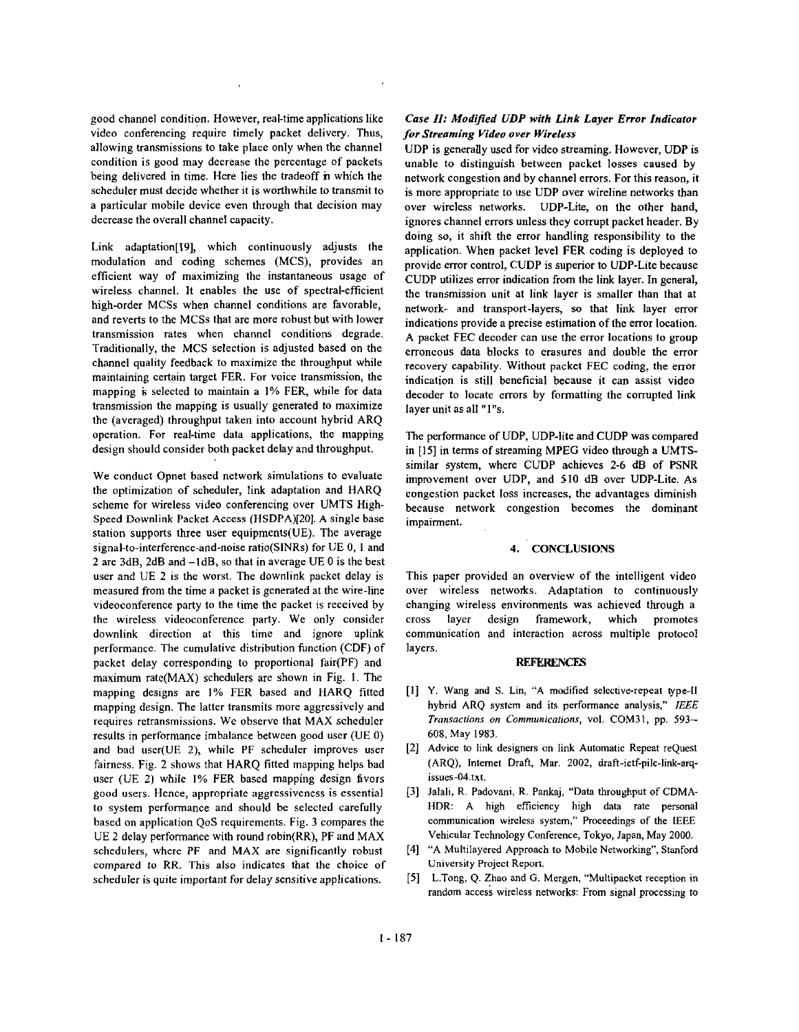good channel condition. However, real-time applications like video conferencing require timely packet delivery. Thus, allowing transmissions to take place only when the channel condition is good may decrease the percentage of packets being delivered in time. Here lies the tradeoff in which the scheduler must decide whether it is worthwhile to transmit to a particular mobile device even through that decision may decrease the overall channel capacity.

Link adaptation[19], which continuously adjusts the modulation and coding schemes (MCS), provides an efficient way of maximizing the instantaneous usage of wireless channel. It enables the use of spectral-efficient high-order MCSs when channel conditions are favorable, and reverts to the MCSs that are more robust but with lower transmission rates when channel conditions degrade. Traditionally, the MCS selection is adjusted based on the channel quality feedback to maximize the throughput while maintaining certain target FER. For voice transmission, the mapping is selected to maintain a 1% FER, while for data transmission the mapping is usually generated to maximize the (averaged) throughput taken into account hybrid ARQ operation. For real-time data applications, the mapping design should consider both packet delay and throughput.

We conduct Opnet based network simulations to evaluate the optimization of scheduler, link adaptation and HARQ scheme for wireless video conferencing over UMTS High-Speed Downlink Packet Access (HSDPA)[20]. A single base station supports three user equipments(UE). The average signal-to-interference-and-noise ratio(SINRs) for UE 0, 1 and 2 are 3dB, 2dB and –1dB, so that in average UE 0 is the best user and UE 2 is the worst. The downlink packet delay is measured from the time a packet is generated at the wire-line videoconference party to the time the packet is received by the wireless videoconference party. We only consider downlink direction at this time and ignore uplink performance. The cumulative distribution function (CDF) of packet delay corresponding to proportional fair(PF) and maximum rate(MAX) schedulers are shown in Fig. 1. The mapping designs are 1% FER based and HARQ fitted mapping design. The latter transmits more aggressively and requires retransmissions. We observe that MAX scheduler results in performance imbalance between good user (UE 0) and bad user(UE 2), while PF scheduler improves user fairness. Fig. 2 shows that HARQ fitted mapping helps bad user (UE 2) while 1% FER based mapping design favors good users. Hence, appropriate aggressiveness is essential to system performance and should be selected carefully based on application QoS requirements. Fig. 3 compares the UE 2 delay performance with round robin(RR), PF and MAX schedulers, where PF and MAX are significantly robust compared to RR. This also indicates that the choice of scheduler is quite important for delay sensitive applications.

### *Case II: Modified UDP with Link Layer Error Indicator for Streaming Video over Wireless*

UDP is generally used for video streaming. However, UDP is unable to distinguish between packet losses caused by network congestion and by channel errors. For this reason, it is more appropriate to use UDP over wireline networks than over wireless networks. UDP-Lite, on the other hand, ignores channel errors unless they corrupt packet header. By doing so, it shift the error handling responsibility to the application. When packet level FER coding is deployed to provide error control, CUDP is superior to UDP-Lite because CUDP utilizes error indication from the link layer. In general, the transmission unit at link layer is smaller than that at network- and transport-layers, so that link layer error indications provide a precise estimation of the error location. A packet FEC decoder can use the error locations to group erroneous data blocks to erasures and double the error recovery capability. Without packet FEC coding, the error indication is still beneficial because it can assist video decoder to locate errors by formatting the corrupted link layer unit as all "1"s.

The performance of UDP, UDP-lite and CUDP was compared in [15] in terms of streaming MPEG video through a UMTS-similar system, where CUDP achieves 2-6 dB of PSNR improvement over UDP, and 510 dB over UDP-Lite. As congestion packet loss increases, the advantages diminish because network congestion becomes the dominant impairment.

## 4. CONCLUSIONS

This paper provided an overview of the intelligent video over wireless networks. Adaptation to continuously changing wireless environments was achieved through a cross layer design framework, which promotes communication and interaction across multiple protocol layers.

## REFERENCES

[1] Y. Wang and S. Lin, "A modified selective-repeat type-II hybrid ARQ system and its performance analysis," *IEEE Transactions on Communications*, vol. COM31, pp. 593--608, May 1983.

[2] Advice to link designers on link Automatic Repeat reQuest (ARQ), Internet Draft, Mar. 2002, draft-ietf-pilc-link-arq-issues-04.txt.

[3] Jalali, R. Padovani, R. Pankaj, "Data throughput of CDMA-HDR: A high efficiency high data rate personal communication wireless system," Proceedings of the IEEE Vehicular Technology Conference, Tokyo, Japan, May 2000.

[4] "A Multilayered Approach to Mobile Networking", Stanford University Project Report.

[5] L.Tong, Q. Zhao and G. Mergen, "Multipacket reception in random access wireless networks: From signal processing to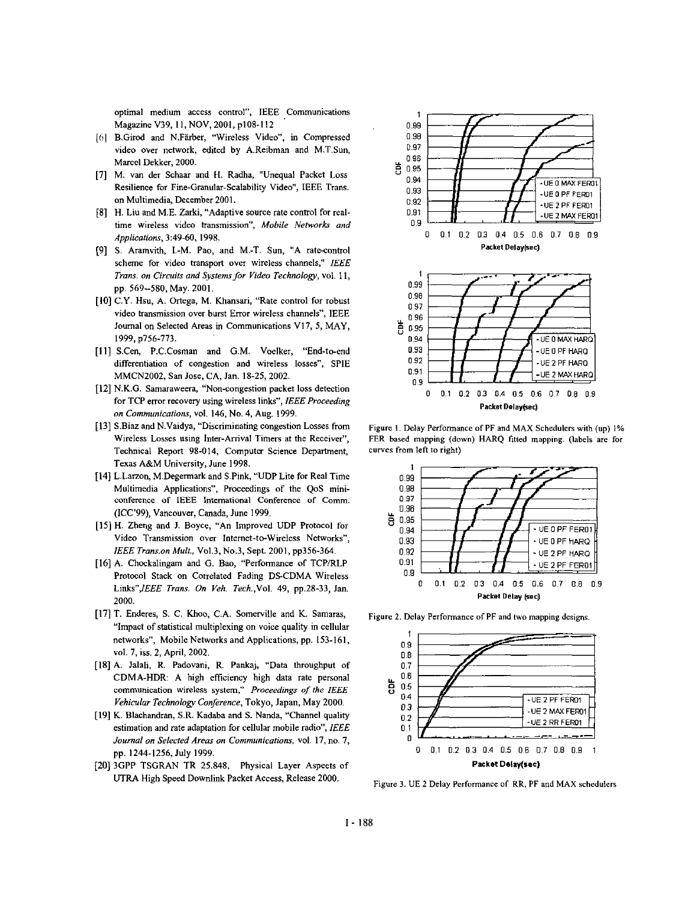optimal medium access control", IEEE Communications Magazine V39, 11, NOV, 2001, p108-112

[6] B.Girod and N.Färber, "Wireless Video", in Compressed video over network, edited by A.Reibman and M.T.Sun, Marcel Dekker, 2000.

[7] M. van der Schaar and H. Radha, "Unequal Packet Loss Resilience for Fine-Granular-Scalability Video", IEEE Trans. on Multimedia, December 2001.

[8] H. Liu and M.E. Zarki, "Adaptive source rate control for real-time wireless video transmission", *Mobile Networks and Applications*, 3:49-60, 1998.

[9] S. Aramvith, I.-M. Pao, and M.-T. Sun, "A rate-control scheme for video transport over wireless channels," *IEEE Trans. on Circuits and Systems for Video Technology*, vol. 11, pp. 569--580, May. 2001.

[10] C.Y. Hsu, A. Ortega, M. Khansari, "Rate control for robust video transmission over burst Error wireless channels", IEEE Journal on Selected Areas in Communications V17, 5, MAY, 1999, p756-773.

[11] S.Cen, P.C.Cosman and G.M. Voelker, "End-to-end differentiation of congestion and wireless losses", SPIE MMCN2002, San Jose, CA, Jan. 18-25, 2002.

[12] N.K.G. Samaraweera, "Non-congestion packet loss detection for TCP error recovery using wireless links", *IEEE Proceeding on Communications*, vol. 146, No. 4, Aug. 1999.

[13] S.Biaz and N.Vaidya, "Discriminating congestion Losses from Wireless Losses using Inter-Arrival Timers at the Receiver", Technical Report 98-014, Computer Science Department, Texas A&M University, June 1998.

[14] L.Larzon, M.Degermark and S.Pink, "UDP Lite for Real Time Multimedia Applications", Proceedings of the QoS mini-conference of IEEE International Conference of Comm. (ICC'99), Vancouver, Canada, June 1999.

[15] H. Zheng and J. Boyce, "An Improved UDP Protocol for Video Transmission over Internet-to-Wireless Networks", *IEEE Trans.on Mult.*, Vol.3, No.3, Sept. 2001, pp356-364.

[16] A. Chockalingam and G. Bao, "Performance of TCP/RLP Protocol Stack on Correlated Fading DS-CDMA Wireless Links",*IEEE Trans. On Veh. Tech.*,Vol. 49, pp.28-33, Jan. 2000.

[17] T. Enderes, S. C. Khoo, C.A. Somerville and K. Samaras, "Impact of statistical multiplexing on voice quality in cellular networks", Mobile Networks and Applications, pp. 153-161, vol. 7, iss. 2, April, 2002.

[18] A. Jalali, R. Padovani, R. Pankaj, "Data throughput of CDMA-HDR: A high efficiency high data rate personal communication wireless system," *Proceedings of the IEEE Vehicular Technology Conference*, Tokyo, Japan, May 2000.

[19] K. Blachandran, S.R. Kadaba and S. Nanda, "Channel quality estimation and rate adaptation for cellular mobile radio", *IEEE Journal on Selected Areas on Communications*, vol. 17, no. 7, pp. 1244-1256, July 1999.

[20] 3GPP TSGRAN TR 25.848, Physical Layer Aspects of UTRA High Speed Downlink Packet Access, Release 2000.

CDF
Packet Delay(sec)
0 0.1 0.2 0.3 0.4 0.5 0.6 0.7 0.8 0.9
0.9 0.91 0.92 0.93 0.94 0.95 0.96 0.97 0.98 0.99 1
- UE 0 MAX FER01
- UE 0 PF FER01
- UE 2 PF FER01
- UE 2 MAX FER01

CDF
Packet Delay(sec)
0 0.1 0.2 0.3 0.4 0.5 0.6 0.7 0.8 0.9
0.9 0.91 0.92 0.93 0.94 0.95 0.96 0.97 0.98 0.99 1
- UE 0 MAX HARQ
- UE 0 PF HARQ
- UE 2 PF HARQ
- UE 2 MAX HARQ

Figure 1. Delay Performance of PF and MAX Schedulers with (up) 1% FER based mapping (down) HARQ fitted mapping. (labels are for curves from left to right)

CDF
Packet Delay (sec)
0 0.1 0.2 0.3 0.4 0.5 0.6 0.7 0.8 0.9
0.9 0.91 0.92 0.93 0.94 0.95 0.96 0.97 0.98 0.99 1
- UE 0 PF FER01
- UE 0 PF HARQ
- UE 2 PF HARQ
- UE 2 PF FER01

Figure 2. Delay Performance of PF and two mapping designs.

CDF
Packet Delay(sec)
0 0.1 0.2 0.3 0.4 0.5 0.6 0.7 0.8 0.9 1
0 0.1 0.2 0.3 0.4 0.5 0.6 0.7 0.8 0.9 1
- UE 2 PF FER01
- UE 2 MAX FER01
- UE 2 RR FER01

Figure 3. UE 2 Delay Performance of RR, PF and MAX schedulers